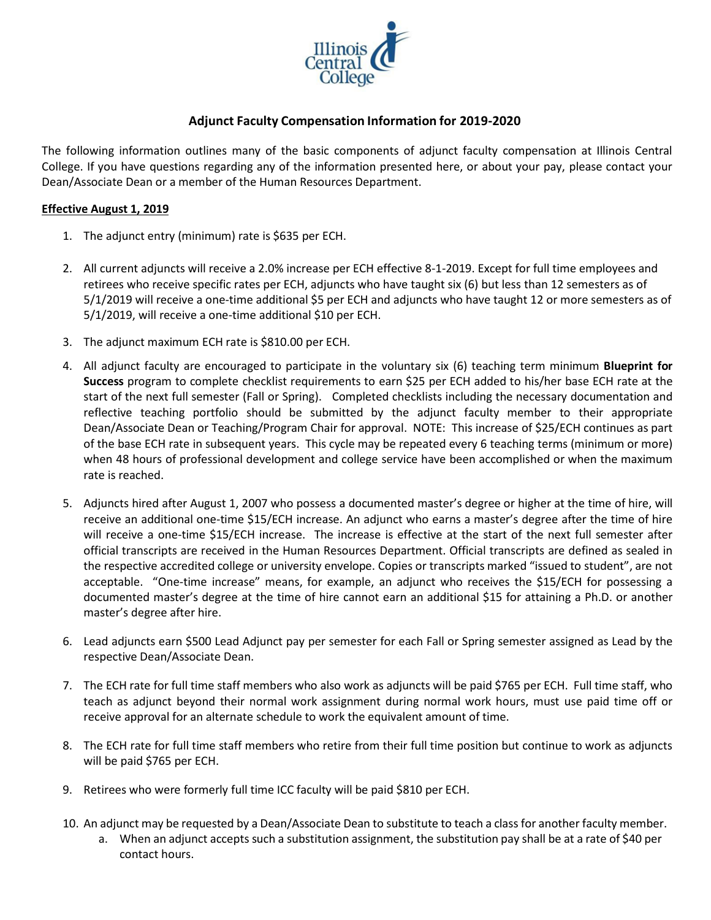# Adjunct Faculty Compensation Information for 2019-2020

The following information outlines many of the basic components of adjunct faculty compensation at Illinois Central College. If you have questions regarding any of the information presented here, or about your pay, please contact your Dean/Associate Dean or a member of the Human Resources Department.

**Effective August 1, 2019**

1. The adjunct entry (minimum) rate is $635 per ECH.

2. All current adjuncts will receive a 2.0% increase per ECH effective 8-1-2019. Except for full time employees and retirees who receive specific rates per ECH, adjuncts who have taught six (6) but less than 12 semesters as of 5/1/2019 will receive a one-time additional $5 per ECH and adjuncts who have taught 12 or more semesters as of 5/1/2019, will receive a one-time additional $10 per ECH.

3. The adjunct maximum ECH rate is $810.00 per ECH.

4. All adjunct faculty are encouraged to participate in the voluntary six (6) teaching term minimum **Blueprint for Success** program to complete checklist requirements to earn $25 per ECH added to his/her base ECH rate at the start of the next full semester (Fall or Spring). Completed checklists including the necessary documentation and reflective teaching portfolio should be submitted by the adjunct faculty member to their appropriate Dean/Associate Dean or Teaching/Program Chair for approval. NOTE: This increase of $25/ECH continues as part of the base ECH rate in subsequent years. This cycle may be repeated every 6 teaching terms (minimum or more) when 48 hours of professional development and college service have been accomplished or when the maximum rate is reached.

5. Adjuncts hired after August 1, 2007 who possess a documented master's degree or higher at the time of hire, will receive an additional one-time $15/ECH increase. An adjunct who earns a master's degree after the time of hire will receive a one-time $15/ECH increase. The increase is effective at the start of the next full semester after official transcripts are received in the Human Resources Department. Official transcripts are defined as sealed in the respective accredited college or university envelope. Copies or transcripts marked "issued to student", are not acceptable. "One-time increase" means, for example, an adjunct who receives the $15/ECH for possessing a documented master's degree at the time of hire cannot earn an additional $15 for attaining a Ph.D. or another master's degree after hire.

6. Lead adjuncts earn $500 Lead Adjunct pay per semester for each Fall or Spring semester assigned as Lead by the respective Dean/Associate Dean.

7. The ECH rate for full time staff members who also work as adjuncts will be paid $765 per ECH. Full time staff, who teach as adjunct beyond their normal work assignment during normal work hours, must use paid time off or receive approval for an alternate schedule to work the equivalent amount of time.

8. The ECH rate for full time staff members who retire from their full time position but continue to work as adjuncts will be paid $765 per ECH.

9. Retirees who were formerly full time ICC faculty will be paid $810 per ECH.

10. An adjunct may be requested by a Dean/Associate Dean to substitute to teach a class for another faculty member.
    a. When an adjunct accepts such a substitution assignment, the substitution pay shall be at a rate of $40 per contact hours.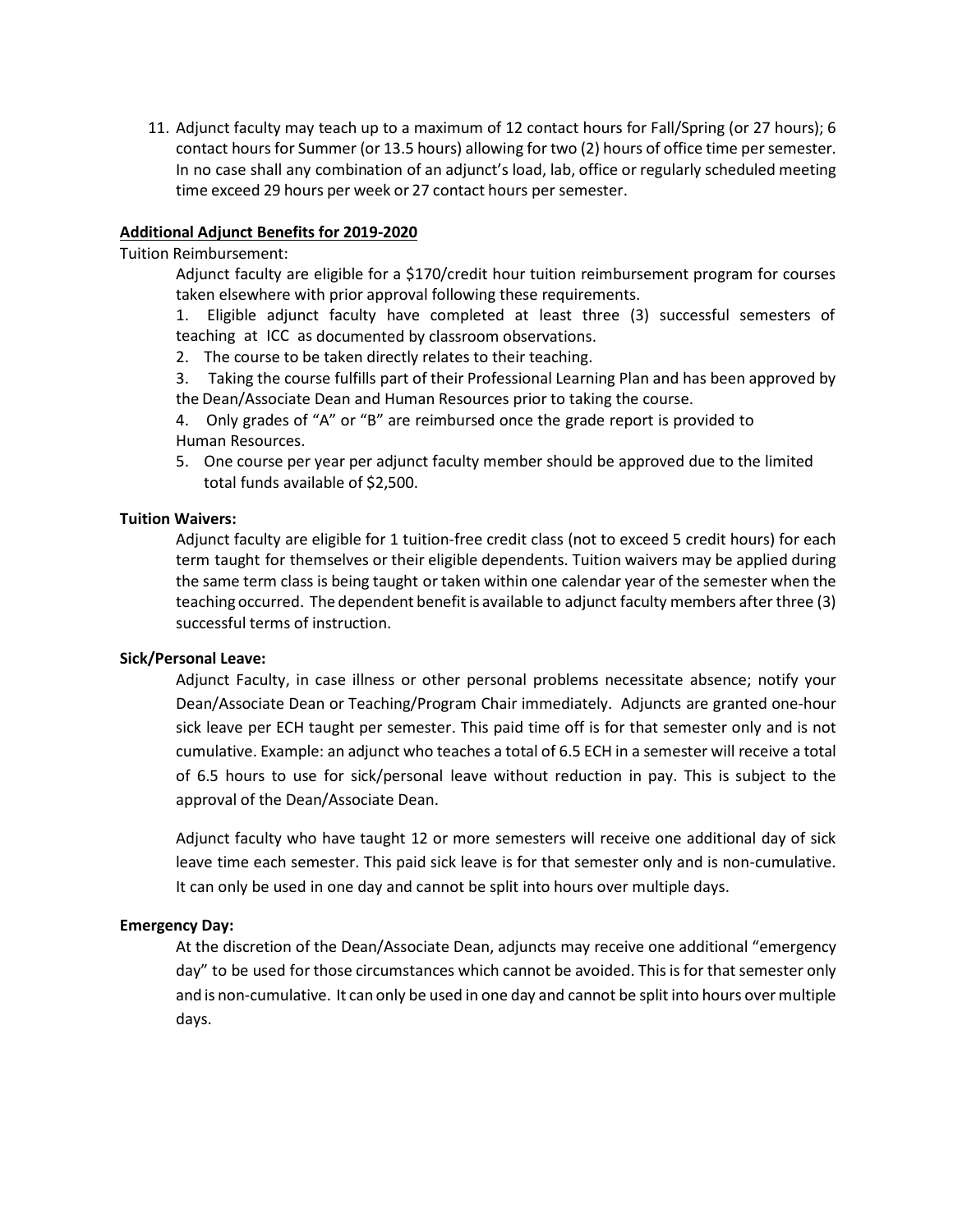11. Adjunct faculty may teach up to a maximum of 12 contact hours for Fall/Spring (or 27 hours); 6 contact hours for Summer (or 13.5 hours) allowing for two (2) hours of office time per semester. In no case shall any combination of an adjunct's load, lab, office or regularly scheduled meeting time exceed 29 hours per week or 27 contact hours per semester.

**Additional Adjunct Benefits for 2019-2020**

Tuition Reimbursement:

Adjunct faculty are eligible for a $170/credit hour tuition reimbursement program for courses taken elsewhere with prior approval following these requirements.

1. Eligible adjunct faculty have completed at least three (3) successful semesters of teaching at ICC as documented by classroom observations.
2. The course to be taken directly relates to their teaching.
3. Taking the course fulfills part of their Professional Learning Plan and has been approved by the Dean/Associate Dean and Human Resources prior to taking the course.
4. Only grades of "A" or "B" are reimbursed once the grade report is provided to Human Resources.
5. One course per year per adjunct faculty member should be approved due to the limited total funds available of $2,500.

**Tuition Waivers:**

Adjunct faculty are eligible for 1 tuition-free credit class (not to exceed 5 credit hours) for each term taught for themselves or their eligible dependents. Tuition waivers may be applied during the same term class is being taught or taken within one calendar year of the semester when the teaching occurred. The dependent benefit is available to adjunct faculty members after three (3) successful terms of instruction.

**Sick/Personal Leave:**

Adjunct Faculty, in case illness or other personal problems necessitate absence; notify your Dean/Associate Dean or Teaching/Program Chair immediately. Adjuncts are granted one-hour sick leave per ECH taught per semester. This paid time off is for that semester only and is not cumulative. Example: an adjunct who teaches a total of 6.5 ECH in a semester will receive a total of 6.5 hours to use for sick/personal leave without reduction in pay. This is subject to the approval of the Dean/Associate Dean.

Adjunct faculty who have taught 12 or more semesters will receive one additional day of sick leave time each semester. This paid sick leave is for that semester only and is non-cumulative. It can only be used in one day and cannot be split into hours over multiple days.

**Emergency Day:**

At the discretion of the Dean/Associate Dean, adjuncts may receive one additional "emergency day" to be used for those circumstances which cannot be avoided. This is for that semester only and is non-cumulative. It can only be used in one day and cannot be split into hours over multiple days.